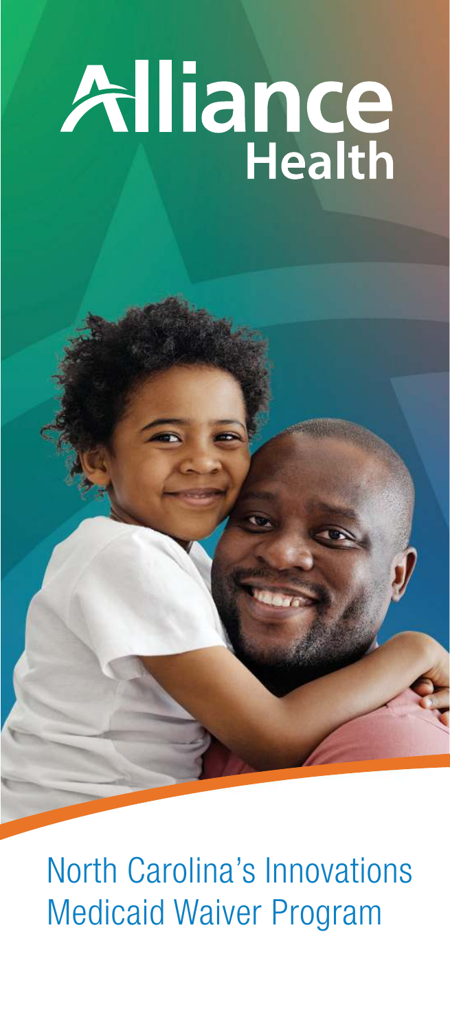# Alliance Health

## North Carolina's Innovations Medicaid Waiver Program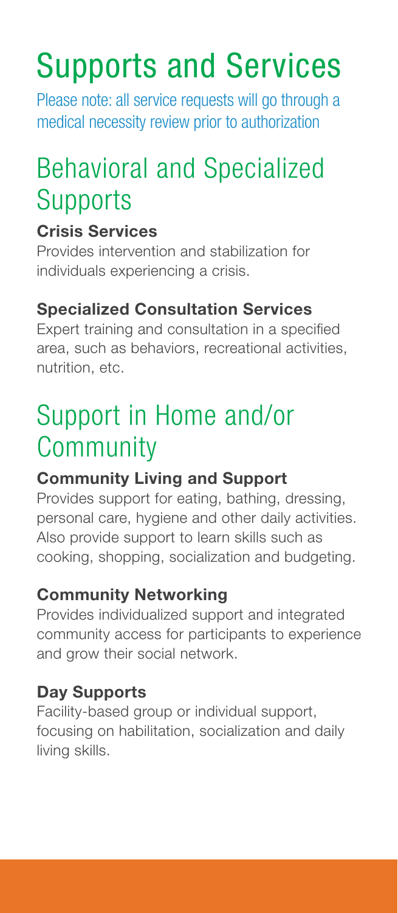# Supports and Services

Please note: all service requests will go through a medical necessity review prior to authorization

## Behavioral and Specialized Supports

### Crisis Services

Provides intervention and stabilization for individuals experiencing a crisis.

### Specialized Consultation Services

Expert training and consultation in a specified area, such as behaviors, recreational activities, nutrition, etc.

## Support in Home and/or Community

### Community Living and Support

Provides support for eating, bathing, dressing, personal care, hygiene and other daily activities. Also provide support to learn skills such as cooking, shopping, socialization and budgeting.

### Community Networking

Provides individualized support and integrated community access for participants to experience and grow their social network.

### Day Supports

Facility-based group or individual support, focusing on habilitation, socialization and daily living skills.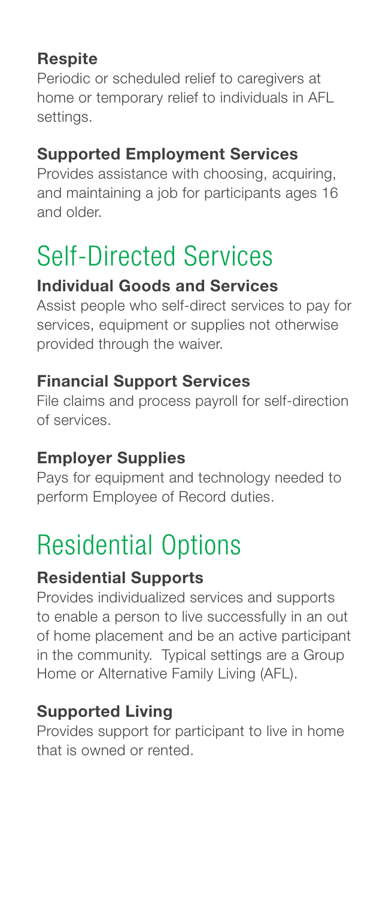### Respite

Periodic or scheduled relief to caregivers at home or temporary relief to individuals in AFL settings.

### Supported Employment Services

Provides assistance with choosing, acquiring, and maintaining a job for participants ages 16 and older.

## Self-Directed Services

### Individual Goods and Services

Assist people who self-direct services to pay for services, equipment or supplies not otherwise provided through the waiver.

### Financial Support Services

File claims and process payroll for self-direction of services.

### Employer Supplies

Pays for equipment and technology needed to perform Employee of Record duties.

## Residential Options

### Residential Supports

Provides individualized services and supports to enable a person to live successfully in an out of home placement and be an active participant in the community. Typical settings are a Group Home or Alternative Family Living (AFL).

### Supported Living

Provides support for participant to live in home that is owned or rented.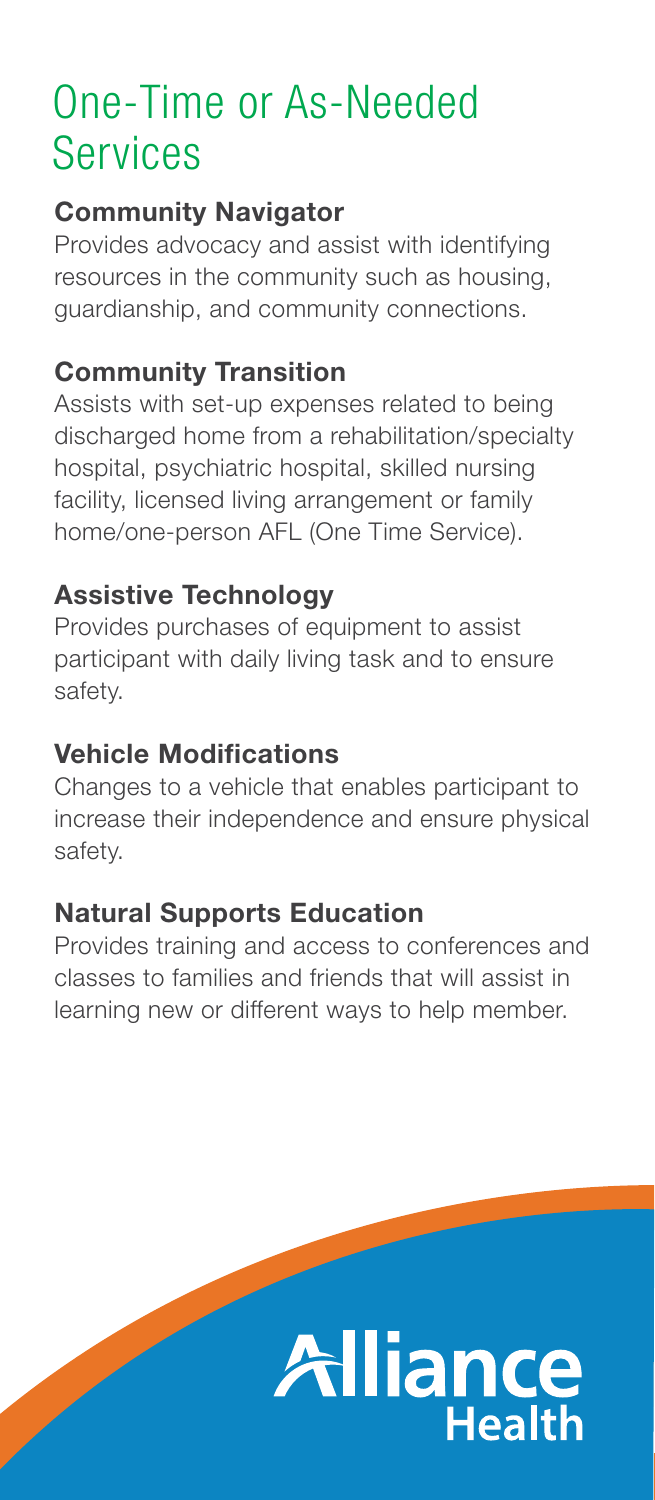# One-Time or As-Needed Services

### Community Navigator

Provides advocacy and assist with identifying resources in the community such as housing, guardianship, and community connections.

### Community Transition

Assists with set-up expenses related to being discharged home from a rehabilitation/specialty hospital, psychiatric hospital, skilled nursing facility, licensed living arrangement or family home/one-person AFL (One Time Service).

### Assistive Technology

Provides purchases of equipment to assist participant with daily living task and to ensure safety.

### Vehicle Modifications

Changes to a vehicle that enables participant to increase their independence and ensure physical safety.

### Natural Supports Education

Provides training and access to conferences and classes to families and friends that will assist in learning new or different ways to help member.

Alliance Health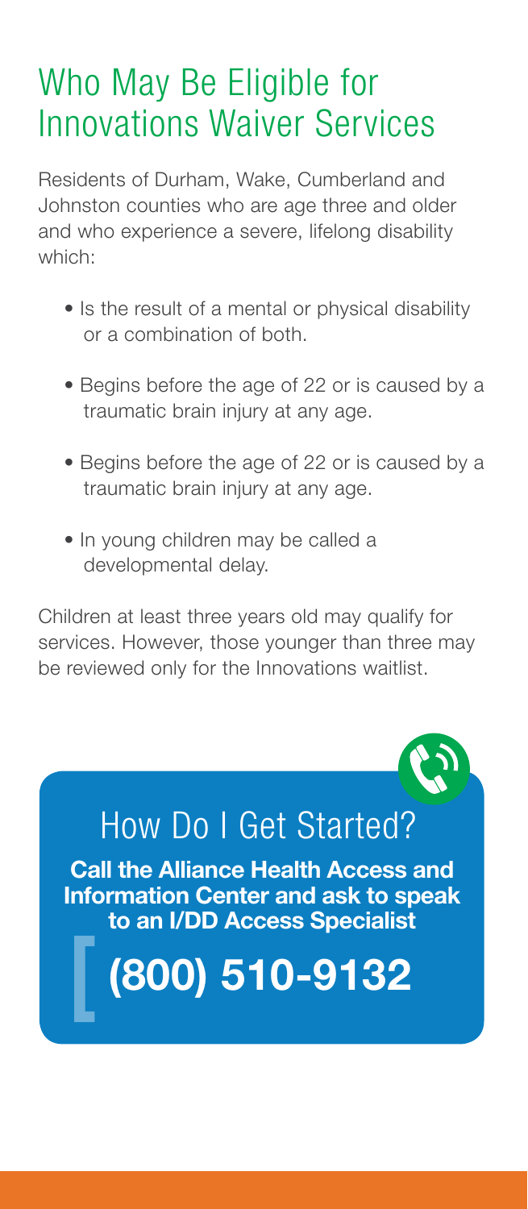# Who May Be Eligible for Innovations Waiver Services

Residents of Durham, Wake, Cumberland and Johnston counties who are age three and older and who experience a severe, lifelong disability which:

- Is the result of a mental or physical disability or a combination of both.
- Begins before the age of 22 or is caused by a traumatic brain injury at any age.
- Begins before the age of 22 or is caused by a traumatic brain injury at any age.
- In young children may be called a developmental delay.

Children at least three years old may qualify for services. However, those younger than three may be reviewed only for the Innovations waitlist.

## How Do I Get Started?

**Call the Alliance Health Access and Information Center and ask to speak to an I/DD Access Specialist**

**(800) 510-9132**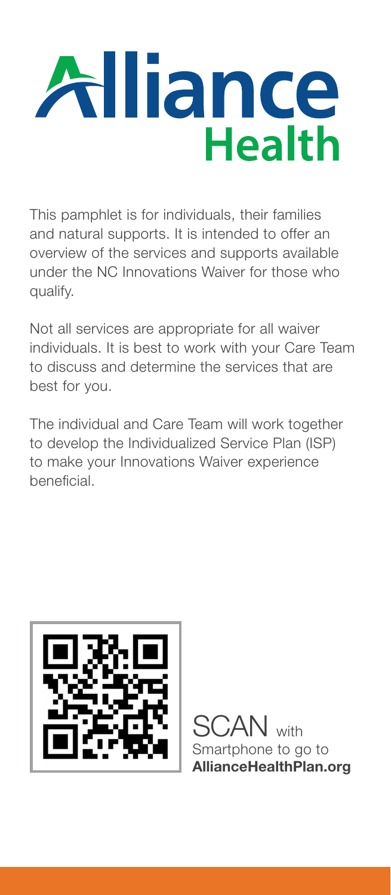# Alliance Health

This pamphlet is for individuals, their families and natural supports. It is intended to offer an overview of the services and supports available under the NC Innovations Waiver for those who qualify.

Not all services are appropriate for all waiver individuals. It is best to work with your Care Team to discuss and determine the services that are best for you.

The individual and Care Team will work together to develop the Individualized Service Plan (ISP) to make your Innovations Waiver experience beneficial.

SCAN with Smartphone to go to **AllianceHealthPlan.org**